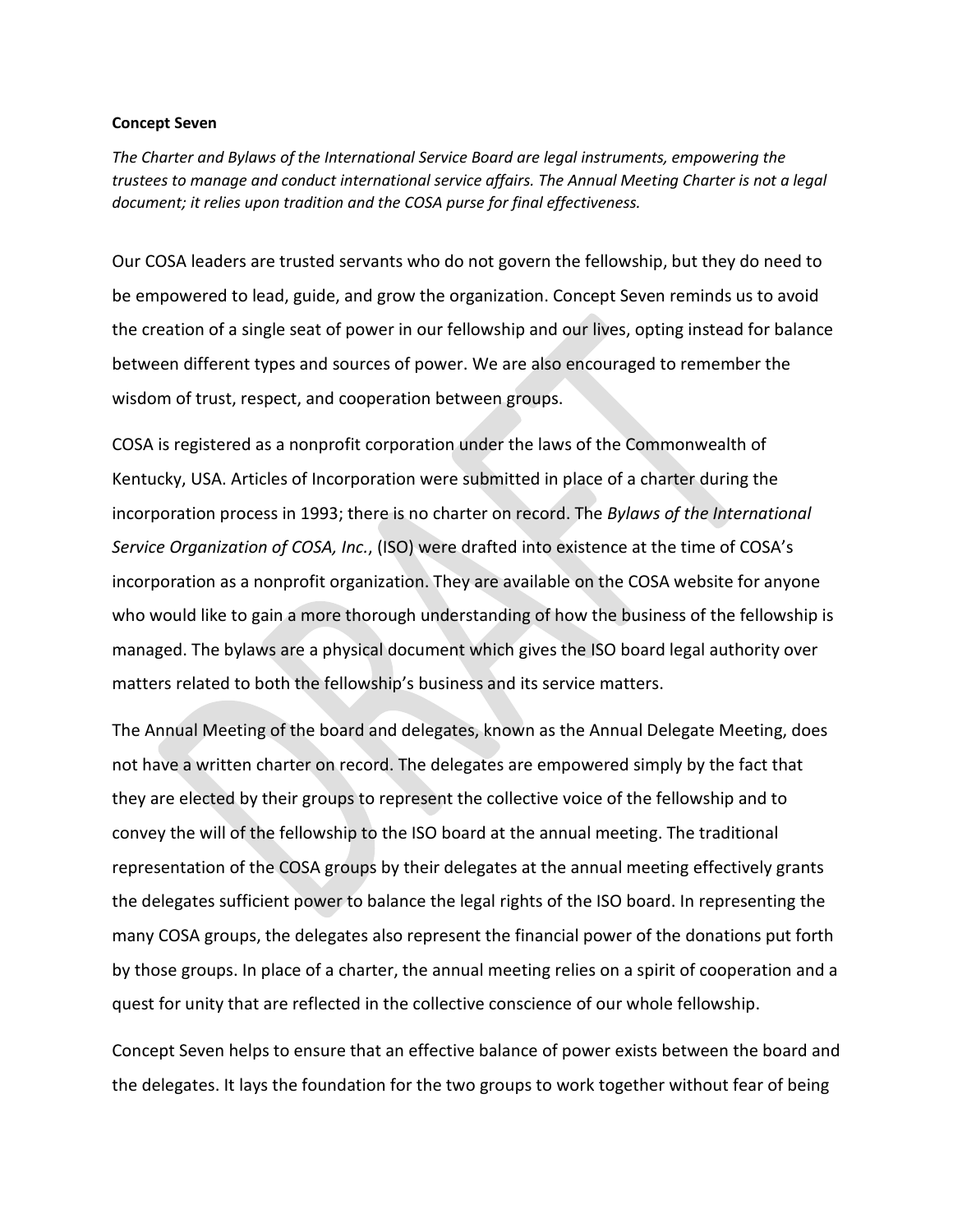**Concept Seven**

*The Charter and Bylaws of the International Service Board are legal instruments, empowering the trustees to manage and conduct international service affairs. The Annual Meeting Charter is not a legal document; it relies upon tradition and the COSA purse for final effectiveness.*

Our COSA leaders are trusted servants who do not govern the fellowship, but they do need to be empowered to lead, guide, and grow the organization. Concept Seven reminds us to avoid the creation of a single seat of power in our fellowship and our lives, opting instead for balance between different types and sources of power. We are also encouraged to remember the wisdom of trust, respect, and cooperation between groups.

COSA is registered as a nonprofit corporation under the laws of the Commonwealth of Kentucky, USA. Articles of Incorporation were submitted in place of a charter during the incorporation process in 1993; there is no charter on record. The *Bylaws of the International Service Organization of COSA, Inc.*, (ISO) were drafted into existence at the time of COSA's incorporation as a nonprofit organization. They are available on the COSA website for anyone who would like to gain a more thorough understanding of how the business of the fellowship is managed. The bylaws are a physical document which gives the ISO board legal authority over matters related to both the fellowship's business and its service matters.

The Annual Meeting of the board and delegates, known as the Annual Delegate Meeting, does not have a written charter on record. The delegates are empowered simply by the fact that they are elected by their groups to represent the collective voice of the fellowship and to convey the will of the fellowship to the ISO board at the annual meeting. The traditional representation of the COSA groups by their delegates at the annual meeting effectively grants the delegates sufficient power to balance the legal rights of the ISO board. In representing the many COSA groups, the delegates also represent the financial power of the donations put forth by those groups. In place of a charter, the annual meeting relies on a spirit of cooperation and a quest for unity that are reflected in the collective conscience of our whole fellowship.

Concept Seven helps to ensure that an effective balance of power exists between the board and the delegates. It lays the foundation for the two groups to work together without fear of being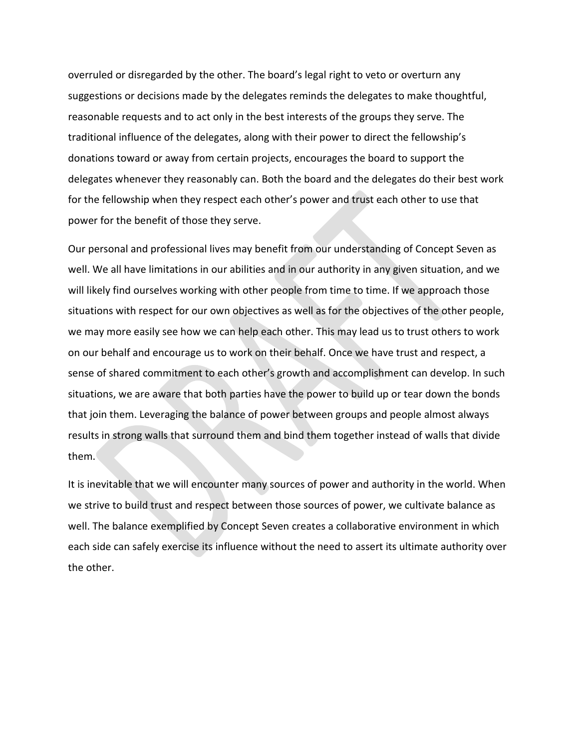overruled or disregarded by the other. The board's legal right to veto or overturn any suggestions or decisions made by the delegates reminds the delegates to make thoughtful, reasonable requests and to act only in the best interests of the groups they serve. The traditional influence of the delegates, along with their power to direct the fellowship's donations toward or away from certain projects, encourages the board to support the delegates whenever they reasonably can. Both the board and the delegates do their best work for the fellowship when they respect each other's power and trust each other to use that power for the benefit of those they serve.

Our personal and professional lives may benefit from our understanding of Concept Seven as well. We all have limitations in our abilities and in our authority in any given situation, and we will likely find ourselves working with other people from time to time. If we approach those situations with respect for our own objectives as well as for the objectives of the other people, we may more easily see how we can help each other. This may lead us to trust others to work on our behalf and encourage us to work on their behalf. Once we have trust and respect, a sense of shared commitment to each other's growth and accomplishment can develop. In such situations, we are aware that both parties have the power to build up or tear down the bonds that join them. Leveraging the balance of power between groups and people almost always results in strong walls that surround them and bind them together instead of walls that divide them.

It is inevitable that we will encounter many sources of power and authority in the world. When we strive to build trust and respect between those sources of power, we cultivate balance as well. The balance exemplified by Concept Seven creates a collaborative environment in which each side can safely exercise its influence without the need to assert its ultimate authority over the other.